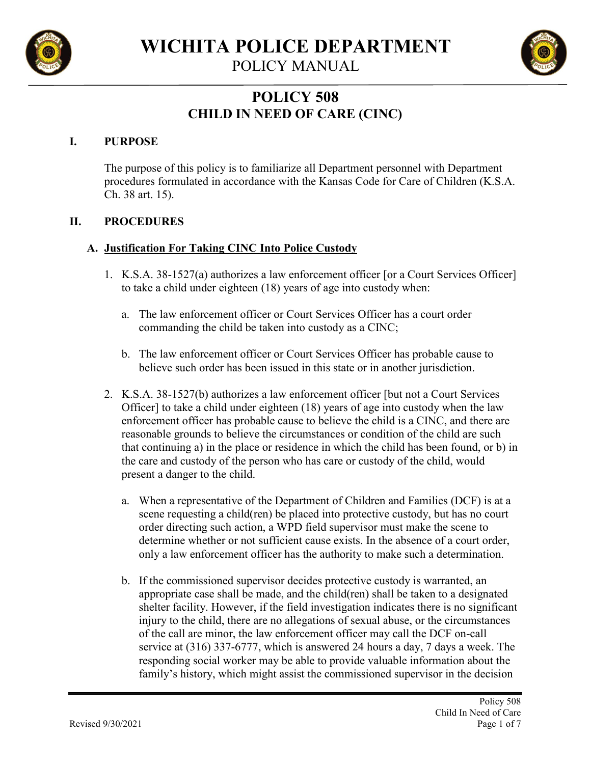# WICHITA POLICE DEPARTMENT

POLICY MANUAL

## POLICY 508
## CHILD IN NEED OF CARE (CINC)

### I. PURPOSE

The purpose of this policy is to familiarize all Department personnel with Department procedures formulated in accordance with the Kansas Code for Care of Children (K.S.A. Ch. 38 art. 15).

### II. PROCEDURES

#### A. Justification For Taking CINC Into Police Custody

1. K.S.A. 38-1527(a) authorizes a law enforcement officer [or a Court Services Officer] to take a child under eighteen (18) years of age into custody when:

   a. The law enforcement officer or Court Services Officer has a court order commanding the child be taken into custody as a CINC;

   b. The law enforcement officer or Court Services Officer has probable cause to believe such order has been issued in this state or in another jurisdiction.

2. K.S.A. 38-1527(b) authorizes a law enforcement officer [but not a Court Services Officer] to take a child under eighteen (18) years of age into custody when the law enforcement officer has probable cause to believe the child is a CINC, and there are reasonable grounds to believe the circumstances or condition of the child are such that continuing a) in the place or residence in which the child has been found, or b) in the care and custody of the person who has care or custody of the child, would present a danger to the child.

   a. When a representative of the Department of Children and Families (DCF) is at a scene requesting a child(ren) be placed into protective custody, but has no court order directing such action, a WPD field supervisor must make the scene to determine whether or not sufficient cause exists. In the absence of a court order, only a law enforcement officer has the authority to make such a determination.

   b. If the commissioned supervisor decides protective custody is warranted, an appropriate case shall be made, and the child(ren) shall be taken to a designated shelter facility. However, if the field investigation indicates there is no significant injury to the child, there are no allegations of sexual abuse, or the circumstances of the call are minor, the law enforcement officer may call the DCF on-call service at (316) 337-6777, which is answered 24 hours a day, 7 days a week. The responding social worker may be able to provide valuable information about the family's history, which might assist the commissioned supervisor in the decision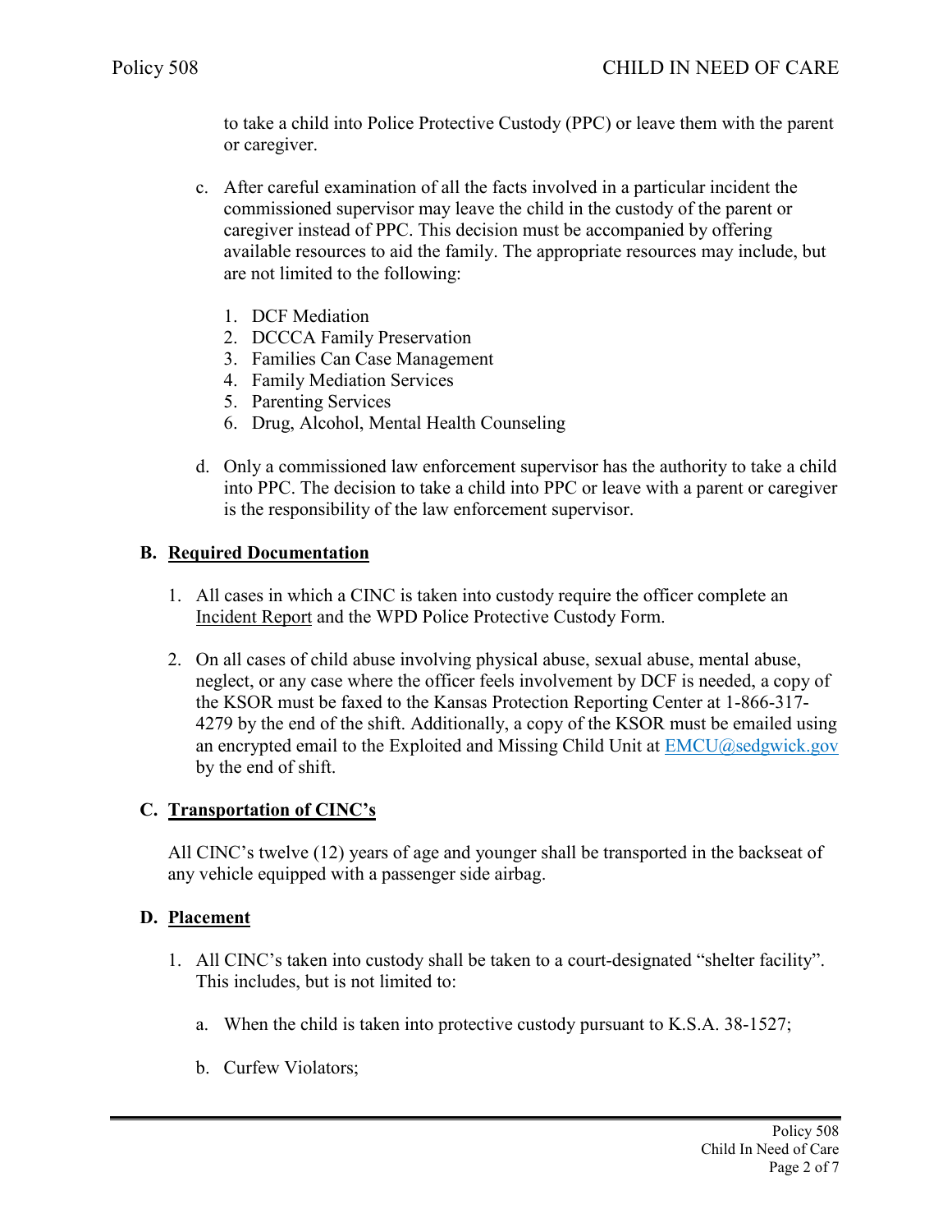to take a child into Police Protective Custody (PPC) or leave them with the parent or caregiver.

c. After careful examination of all the facts involved in a particular incident the commissioned supervisor may leave the child in the custody of the parent or caregiver instead of PPC. This decision must be accompanied by offering available resources to aid the family. The appropriate resources may include, but are not limited to the following:

   1. DCF Mediation
   2. DCCCA Family Preservation
   3. Families Can Case Management
   4. Family Mediation Services
   5. Parenting Services
   6. Drug, Alcohol, Mental Health Counseling

d. Only a commissioned law enforcement supervisor has the authority to take a child into PPC. The decision to take a child into PPC or leave with a parent or caregiver is the responsibility of the law enforcement supervisor.

### B. Required Documentation

1. All cases in which a CINC is taken into custody require the officer complete an Incident Report and the WPD Police Protective Custody Form.

2. On all cases of child abuse involving physical abuse, sexual abuse, mental abuse, neglect, or any case where the officer feels involvement by DCF is needed, a copy of the KSOR must be faxed to the Kansas Protection Reporting Center at 1-866-317-4279 by the end of the shift. Additionally, a copy of the KSOR must be emailed using an encrypted email to the Exploited and Missing Child Unit at EMCU@sedgwick.gov by the end of shift.

### C. Transportation of CINC's

All CINC's twelve (12) years of age and younger shall be transported in the backseat of any vehicle equipped with a passenger side airbag.

### D. Placement

1. All CINC's taken into custody shall be taken to a court-designated "shelter facility". This includes, but is not limited to:

   a. When the child is taken into protective custody pursuant to K.S.A. 38-1527;

   b. Curfew Violators;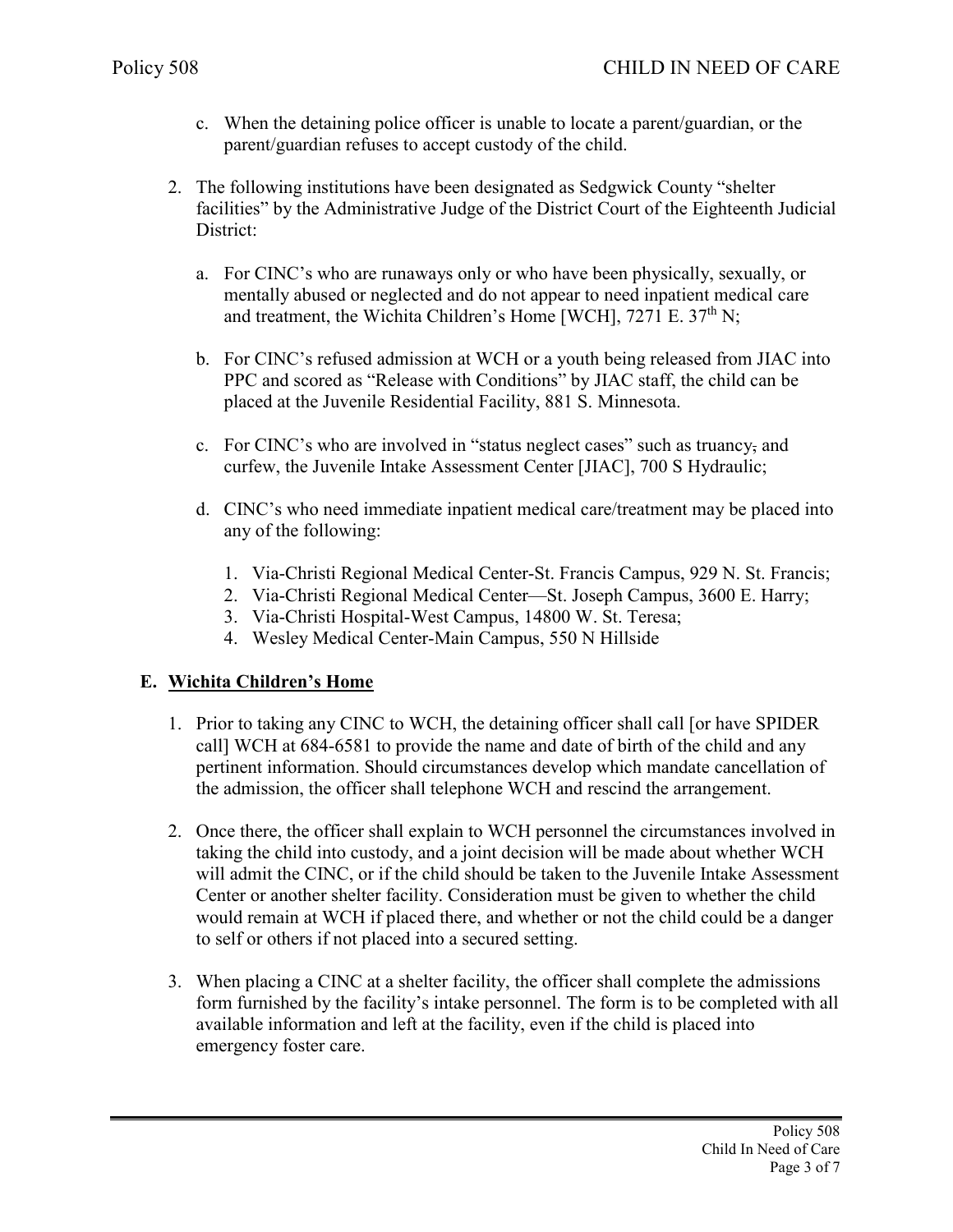c. When the detaining police officer is unable to locate a parent/guardian, or the parent/guardian refuses to accept custody of the child.

2. The following institutions have been designated as Sedgwick County "shelter facilities" by the Administrative Judge of the District Court of the Eighteenth Judicial District:

   a. For CINC's who are runaways only or who have been physically, sexually, or mentally abused or neglected and do not appear to need inpatient medical care and treatment, the Wichita Children's Home [WCH], 7271 E. 37th N;

   b. For CINC's refused admission at WCH or a youth being released from JIAC into PPC and scored as "Release with Conditions" by JIAC staff, the child can be placed at the Juvenile Residential Facility, 881 S. Minnesota.

   c. For CINC's who are involved in "status neglect cases" such as truancy, and curfew, the Juvenile Intake Assessment Center [JIAC], 700 S Hydraulic;

   d. CINC's who need immediate inpatient medical care/treatment may be placed into any of the following:

      1. Via-Christi Regional Medical Center-St. Francis Campus, 929 N. St. Francis;
      2. Via-Christi Regional Medical Center—St. Joseph Campus, 3600 E. Harry;
      3. Via-Christi Hospital-West Campus, 14800 W. St. Teresa;
      4. Wesley Medical Center-Main Campus, 550 N Hillside

## E. Wichita Children's Home

1. Prior to taking any CINC to WCH, the detaining officer shall call [or have SPIDER call] WCH at 684-6581 to provide the name and date of birth of the child and any pertinent information. Should circumstances develop which mandate cancellation of the admission, the officer shall telephone WCH and rescind the arrangement.

2. Once there, the officer shall explain to WCH personnel the circumstances involved in taking the child into custody, and a joint decision will be made about whether WCH will admit the CINC, or if the child should be taken to the Juvenile Intake Assessment Center or another shelter facility. Consideration must be given to whether the child would remain at WCH if placed there, and whether or not the child could be a danger to self or others if not placed into a secured setting.

3. When placing a CINC at a shelter facility, the officer shall complete the admissions form furnished by the facility's intake personnel. The form is to be completed with all available information and left at the facility, even if the child is placed into emergency foster care.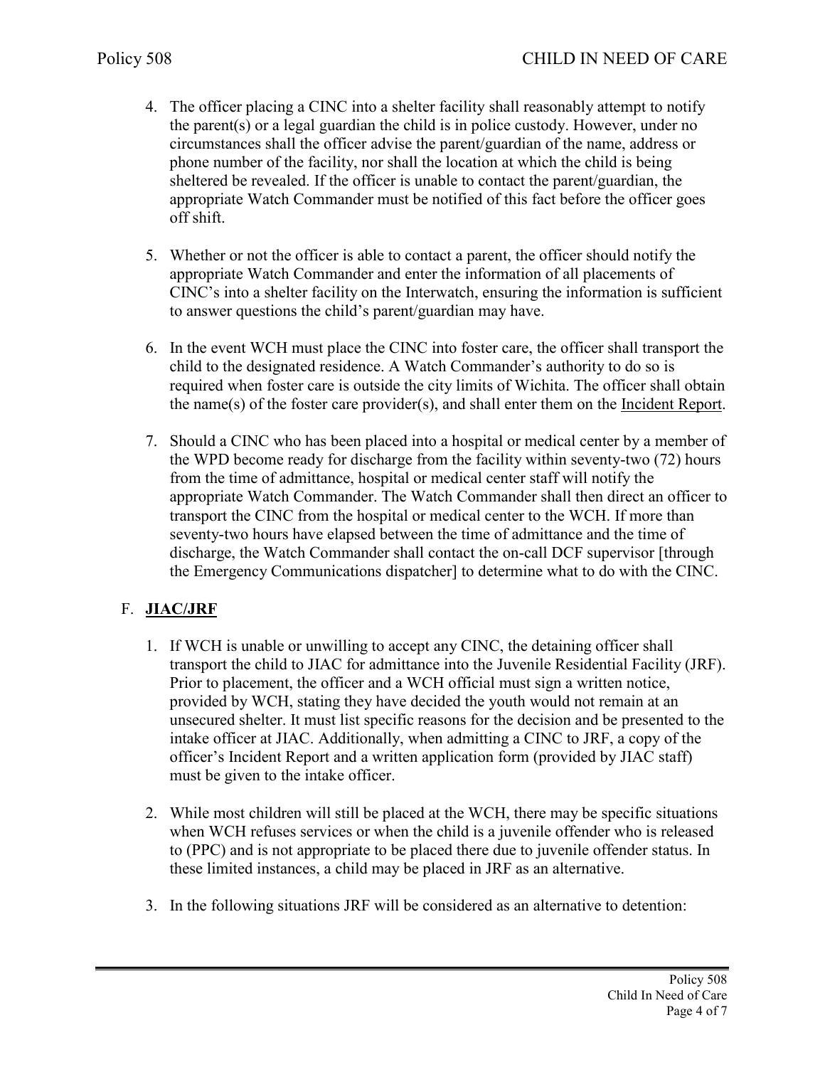4. The officer placing a CINC into a shelter facility shall reasonably attempt to notify the parent(s) or a legal guardian the child is in police custody. However, under no circumstances shall the officer advise the parent/guardian of the name, address or phone number of the facility, nor shall the location at which the child is being sheltered be revealed. If the officer is unable to contact the parent/guardian, the appropriate Watch Commander must be notified of this fact before the officer goes off shift.

5. Whether or not the officer is able to contact a parent, the officer should notify the appropriate Watch Commander and enter the information of all placements of CINC's into a shelter facility on the Interwatch, ensuring the information is sufficient to answer questions the child's parent/guardian may have.

6. In the event WCH must place the CINC into foster care, the officer shall transport the child to the designated residence. A Watch Commander's authority to do so is required when foster care is outside the city limits of Wichita. The officer shall obtain the name(s) of the foster care provider(s), and shall enter them on the Incident Report.

7. Should a CINC who has been placed into a hospital or medical center by a member of the WPD become ready for discharge from the facility within seventy-two (72) hours from the time of admittance, hospital or medical center staff will notify the appropriate Watch Commander. The Watch Commander shall then direct an officer to transport the CINC from the hospital or medical center to the WCH. If more than seventy-two hours have elapsed between the time of admittance and the time of discharge, the Watch Commander shall contact the on-call DCF supervisor [through the Emergency Communications dispatcher] to determine what to do with the CINC.

F. **JIAC/JRF**

1. If WCH is unable or unwilling to accept any CINC, the detaining officer shall transport the child to JIAC for admittance into the Juvenile Residential Facility (JRF). Prior to placement, the officer and a WCH official must sign a written notice, provided by WCH, stating they have decided the youth would not remain at an unsecured shelter. It must list specific reasons for the decision and be presented to the intake officer at JIAC. Additionally, when admitting a CINC to JRF, a copy of the officer's Incident Report and a written application form (provided by JIAC staff) must be given to the intake officer.

2. While most children will still be placed at the WCH, there may be specific situations when WCH refuses services or when the child is a juvenile offender who is released to (PPC) and is not appropriate to be placed there due to juvenile offender status. In these limited instances, a child may be placed in JRF as an alternative.

3. In the following situations JRF will be considered as an alternative to detention: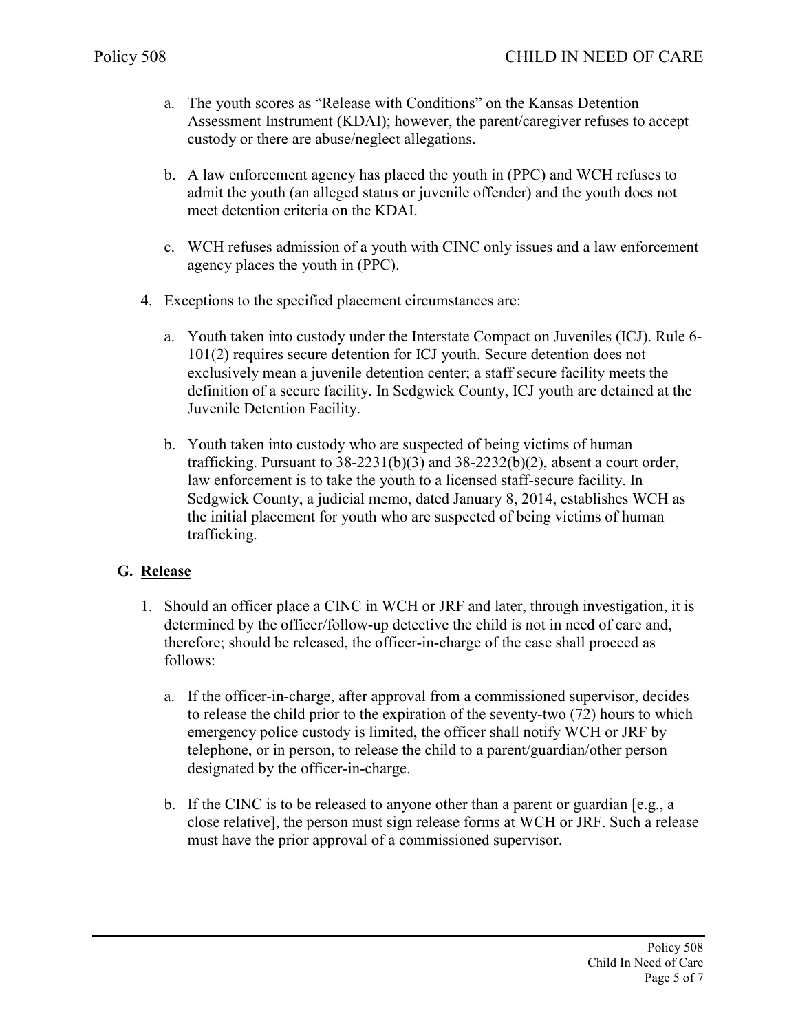a. The youth scores as "Release with Conditions" on the Kansas Detention Assessment Instrument (KDAI); however, the parent/caregiver refuses to accept custody or there are abuse/neglect allegations.

   b. A law enforcement agency has placed the youth in (PPC) and WCH refuses to admit the youth (an alleged status or juvenile offender) and the youth does not meet detention criteria on the KDAI.

   c. WCH refuses admission of a youth with CINC only issues and a law enforcement agency places the youth in (PPC).

4. Exceptions to the specified placement circumstances are:

   a. Youth taken into custody under the Interstate Compact on Juveniles (ICJ). Rule 6-101(2) requires secure detention for ICJ youth. Secure detention does not exclusively mean a juvenile detention center; a staff secure facility meets the definition of a secure facility. In Sedgwick County, ICJ youth are detained at the Juvenile Detention Facility.

   b. Youth taken into custody who are suspected of being victims of human trafficking. Pursuant to 38-2231(b)(3) and 38-2232(b)(2), absent a court order, law enforcement is to take the youth to a licensed staff-secure facility. In Sedgwick County, a judicial memo, dated January 8, 2014, establishes WCH as the initial placement for youth who are suspected of being victims of human trafficking.

## G. Release

1. Should an officer place a CINC in WCH or JRF and later, through investigation, it is determined by the officer/follow-up detective the child is not in need of care and, therefore; should be released, the officer-in-charge of the case shall proceed as follows:

   a. If the officer-in-charge, after approval from a commissioned supervisor, decides to release the child prior to the expiration of the seventy-two (72) hours to which emergency police custody is limited, the officer shall notify WCH or JRF by telephone, or in person, to release the child to a parent/guardian/other person designated by the officer-in-charge.

   b. If the CINC is to be released to anyone other than a parent or guardian [e.g., a close relative], the person must sign release forms at WCH or JRF. Such a release must have the prior approval of a commissioned supervisor.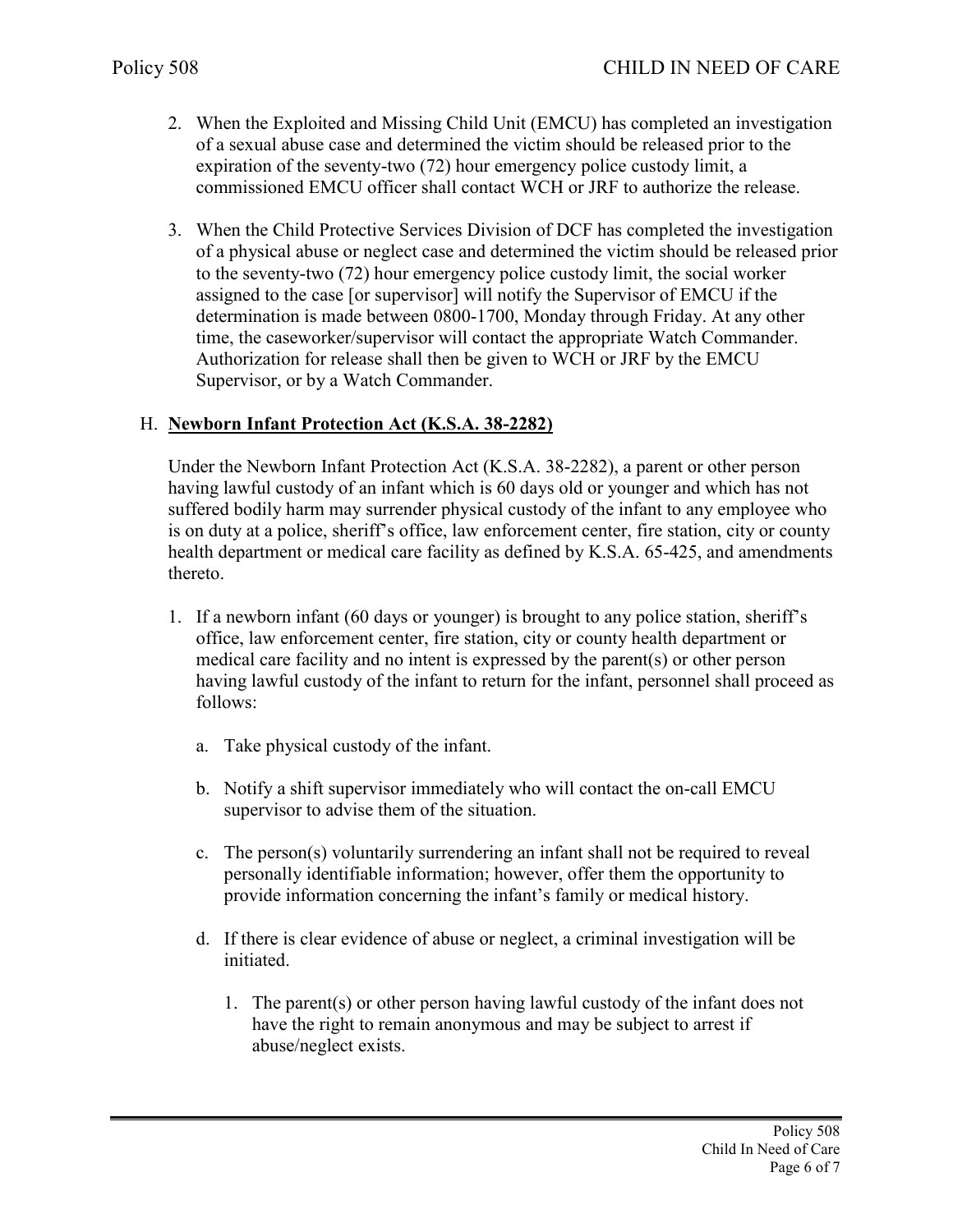2. When the Exploited and Missing Child Unit (EMCU) has completed an investigation of a sexual abuse case and determined the victim should be released prior to the expiration of the seventy-two (72) hour emergency police custody limit, a commissioned EMCU officer shall contact WCH or JRF to authorize the release.

3. When the Child Protective Services Division of DCF has completed the investigation of a physical abuse or neglect case and determined the victim should be released prior to the seventy-two (72) hour emergency police custody limit, the social worker assigned to the case [or supervisor] will notify the Supervisor of EMCU if the determination is made between 0800-1700, Monday through Friday. At any other time, the caseworker/supervisor will contact the appropriate Watch Commander. Authorization for release shall then be given to WCH or JRF by the EMCU Supervisor, or by a Watch Commander.

H. **Newborn Infant Protection Act (K.S.A. 38-2282)**

Under the Newborn Infant Protection Act (K.S.A. 38-2282), a parent or other person having lawful custody of an infant which is 60 days old or younger and which has not suffered bodily harm may surrender physical custody of the infant to any employee who is on duty at a police, sheriff's office, law enforcement center, fire station, city or county health department or medical care facility as defined by K.S.A. 65-425, and amendments thereto.

1. If a newborn infant (60 days or younger) is brought to any police station, sheriff's office, law enforcement center, fire station, city or county health department or medical care facility and no intent is expressed by the parent(s) or other person having lawful custody of the infant to return for the infant, personnel shall proceed as follows:

   a. Take physical custody of the infant.

   b. Notify a shift supervisor immediately who will contact the on-call EMCU supervisor to advise them of the situation.

   c. The person(s) voluntarily surrendering an infant shall not be required to reveal personally identifiable information; however, offer them the opportunity to provide information concerning the infant's family or medical history.

   d. If there is clear evidence of abuse or neglect, a criminal investigation will be initiated.

      1. The parent(s) or other person having lawful custody of the infant does not have the right to remain anonymous and may be subject to arrest if abuse/neglect exists.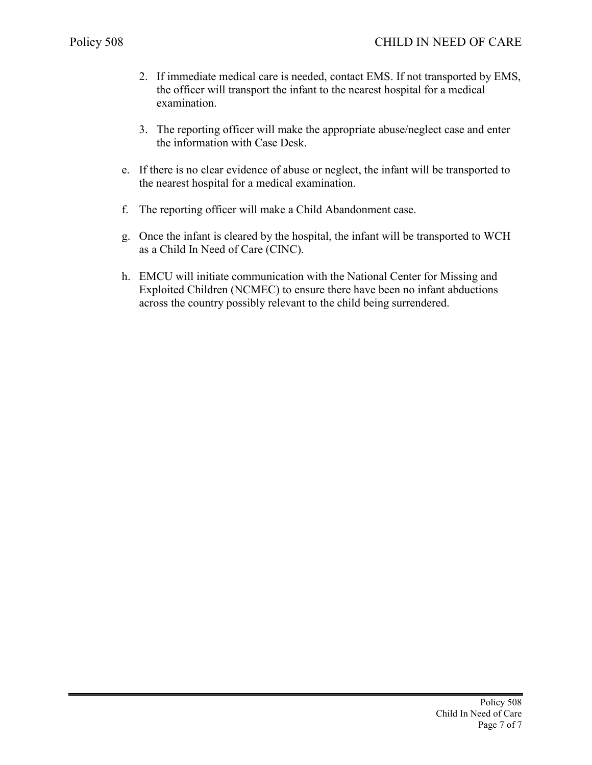2. If immediate medical care is needed, contact EMS. If not transported by EMS, the officer will transport the infant to the nearest hospital for a medical examination.

3. The reporting officer will make the appropriate abuse/neglect case and enter the information with Case Desk.

e. If there is no clear evidence of abuse or neglect, the infant will be transported to the nearest hospital for a medical examination.

f. The reporting officer will make a Child Abandonment case.

g. Once the infant is cleared by the hospital, the infant will be transported to WCH as a Child In Need of Care (CINC).

h. EMCU will initiate communication with the National Center for Missing and Exploited Children (NCMEC) to ensure there have been no infant abductions across the country possibly relevant to the child being surrendered.